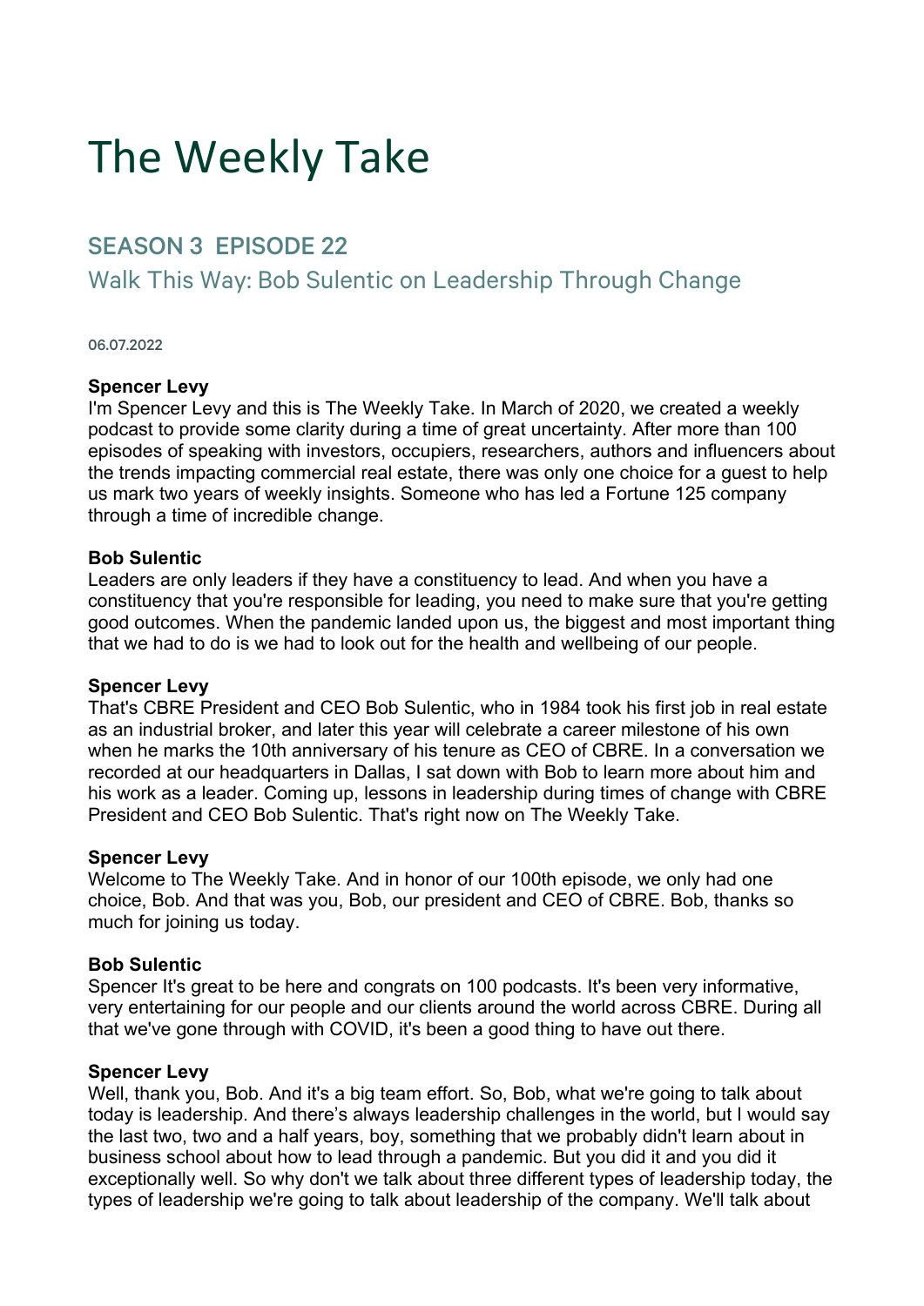# The Weekly Take

## SEASON 3 EPISODE 22

### Walk This Way: Bob Sulentic on Leadership Through Change

06.07.2022

**Spencer Levy**
I'm Spencer Levy and this is The Weekly Take. In March of 2020, we created a weekly podcast to provide some clarity during a time of great uncertainty. After more than 100 episodes of speaking with investors, occupiers, researchers, authors and influencers about the trends impacting commercial real estate, there was only one choice for a guest to help us mark two years of weekly insights. Someone who has led a Fortune 125 company through a time of incredible change.

**Bob Sulentic**
Leaders are only leaders if they have a constituency to lead. And when you have a constituency that you're responsible for leading, you need to make sure that you're getting good outcomes. When the pandemic landed upon us, the biggest and most important thing that we had to do is we had to look out for the health and wellbeing of our people.

**Spencer Levy**
That's CBRE President and CEO Bob Sulentic, who in 1984 took his first job in real estate as an industrial broker, and later this year will celebrate a career milestone of his own when he marks the 10th anniversary of his tenure as CEO of CBRE. In a conversation we recorded at our headquarters in Dallas, I sat down with Bob to learn more about him and his work as a leader. Coming up, lessons in leadership during times of change with CBRE President and CEO Bob Sulentic. That's right now on The Weekly Take.

**Spencer Levy**
Welcome to The Weekly Take. And in honor of our 100th episode, we only had one choice, Bob. And that was you, Bob, our president and CEO of CBRE. Bob, thanks so much for joining us today.

**Bob Sulentic**
Spencer It's great to be here and congrats on 100 podcasts. It's been very informative, very entertaining for our people and our clients around the world across CBRE. During all that we've gone through with COVID, it's been a good thing to have out there.

**Spencer Levy**
Well, thank you, Bob. And it's a big team effort. So, Bob, what we're going to talk about today is leadership. And there's always leadership challenges in the world, but I would say the last two, two and a half years, boy, something that we probably didn't learn about in business school about how to lead through a pandemic. But you did it and you did it exceptionally well. So why don't we talk about three different types of leadership today, the types of leadership we're going to talk about leadership of the company. We'll talk about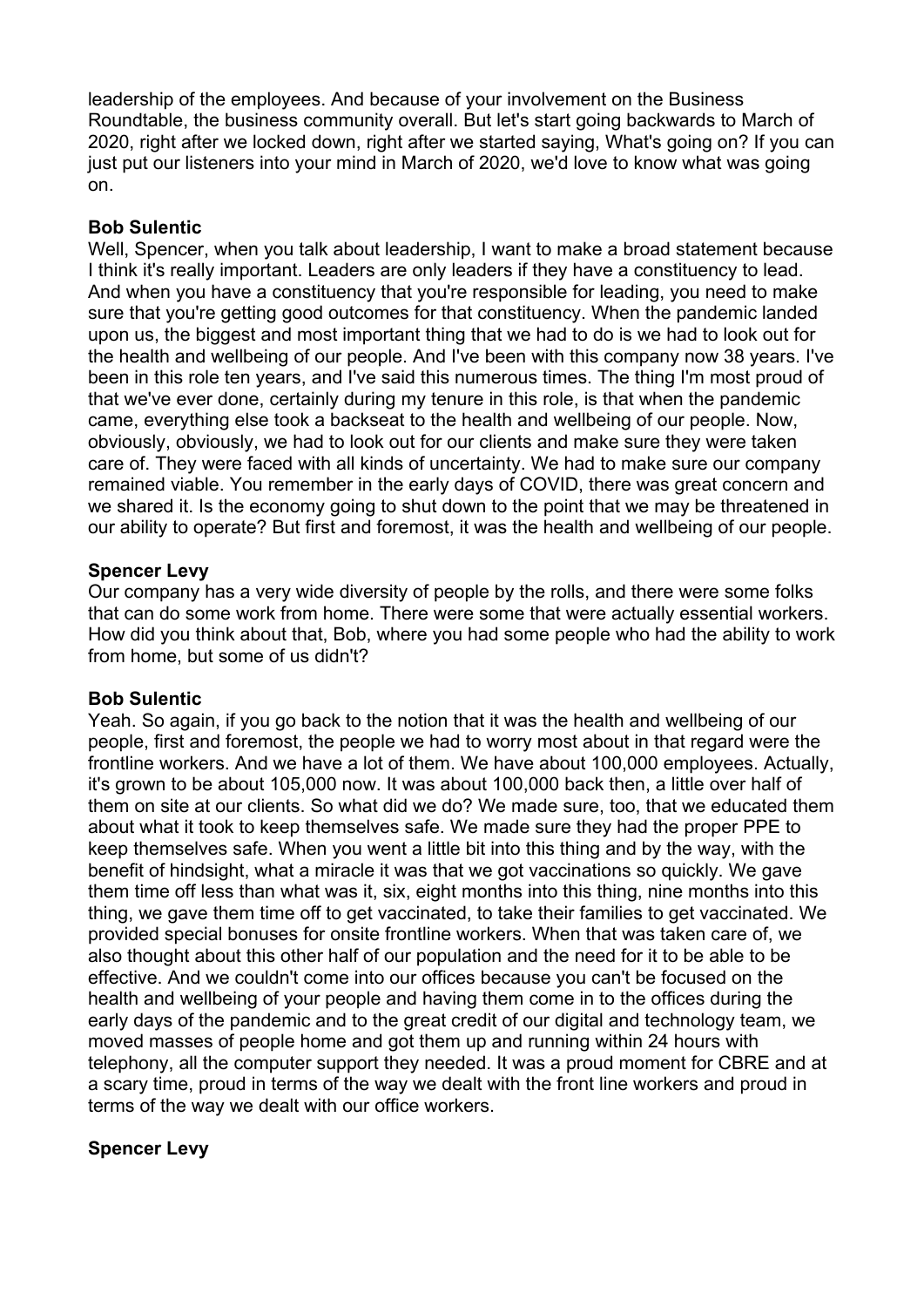leadership of the employees. And because of your involvement on the Business Roundtable, the business community overall. But let's start going backwards to March of 2020, right after we locked down, right after we started saying, What's going on? If you can just put our listeners into your mind in March of 2020, we'd love to know what was going on.

**Bob Sulentic**
Well, Spencer, when you talk about leadership, I want to make a broad statement because I think it's really important. Leaders are only leaders if they have a constituency to lead. And when you have a constituency that you're responsible for leading, you need to make sure that you're getting good outcomes for that constituency. When the pandemic landed upon us, the biggest and most important thing that we had to do is we had to look out for the health and wellbeing of our people. And I've been with this company now 38 years. I've been in this role ten years, and I've said this numerous times. The thing I'm most proud of that we've ever done, certainly during my tenure in this role, is that when the pandemic came, everything else took a backseat to the health and wellbeing of our people. Now, obviously, obviously, we had to look out for our clients and make sure they were taken care of. They were faced with all kinds of uncertainty. We had to make sure our company remained viable. You remember in the early days of COVID, there was great concern and we shared it. Is the economy going to shut down to the point that we may be threatened in our ability to operate? But first and foremost, it was the health and wellbeing of our people.

**Spencer Levy**
Our company has a very wide diversity of people by the rolls, and there were some folks that can do some work from home. There were some that were actually essential workers. How did you think about that, Bob, where you had some people who had the ability to work from home, but some of us didn't?

**Bob Sulentic**
Yeah. So again, if you go back to the notion that it was the health and wellbeing of our people, first and foremost, the people we had to worry most about in that regard were the frontline workers. And we have a lot of them. We have about 100,000 employees. Actually, it's grown to be about 105,000 now. It was about 100,000 back then, a little over half of them on site at our clients. So what did we do? We made sure, too, that we educated them about what it took to keep themselves safe. We made sure they had the proper PPE to keep themselves safe. When you went a little bit into this thing and by the way, with the benefit of hindsight, what a miracle it was that we got vaccinations so quickly. We gave them time off less than what was it, six, eight months into this thing, nine months into this thing, we gave them time off to get vaccinated, to take their families to get vaccinated. We provided special bonuses for onsite frontline workers. When that was taken care of, we also thought about this other half of our population and the need for it to be able to be effective. And we couldn't come into our offices because you can't be focused on the health and wellbeing of your people and having them come in to the offices during the early days of the pandemic and to the great credit of our digital and technology team, we moved masses of people home and got them up and running within 24 hours with telephony, all the computer support they needed. It was a proud moment for CBRE and at a scary time, proud in terms of the way we dealt with the front line workers and proud in terms of the way we dealt with our office workers.

**Spencer Levy**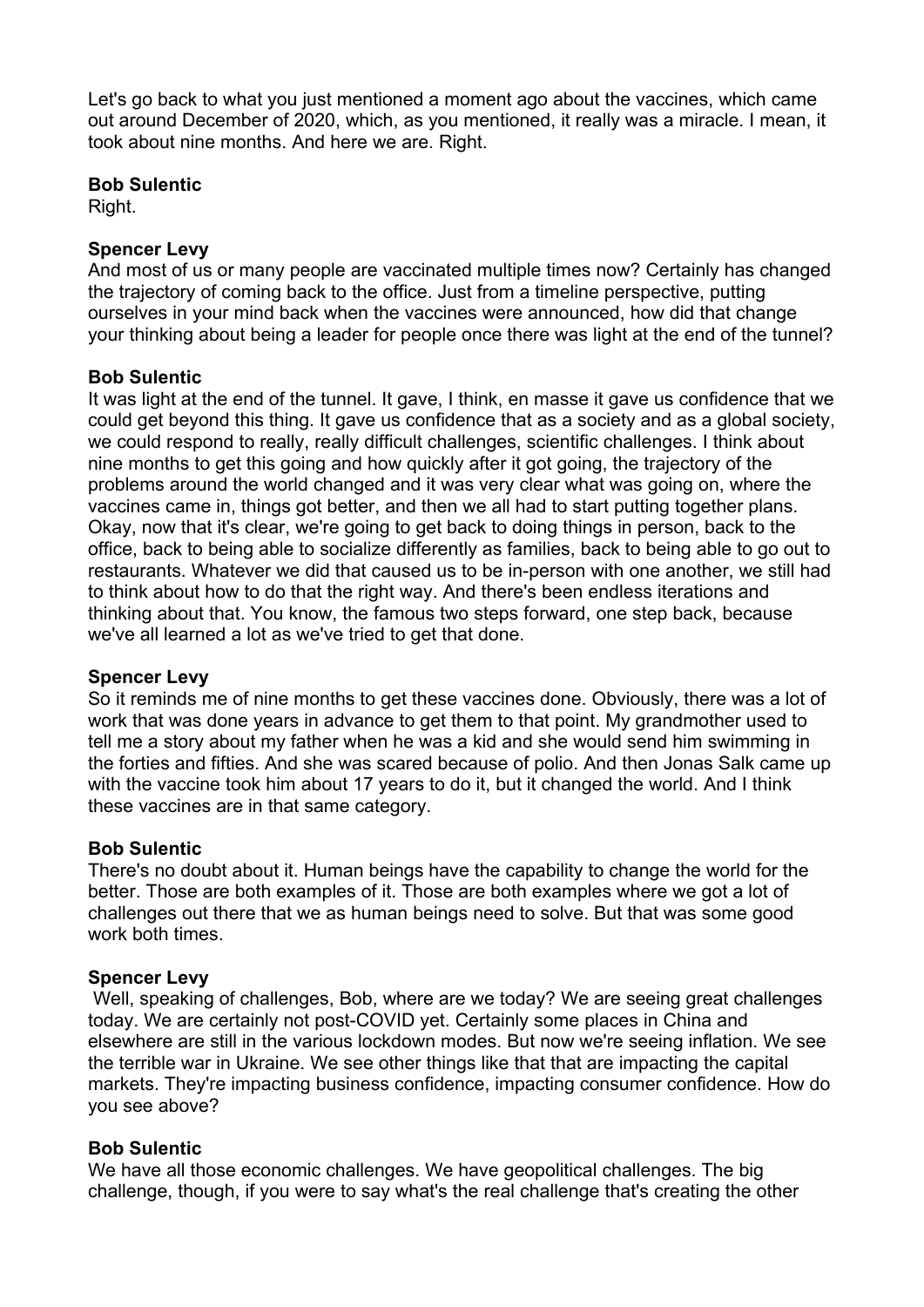Let's go back to what you just mentioned a moment ago about the vaccines, which came out around December of 2020, which, as you mentioned, it really was a miracle. I mean, it took about nine months. And here we are. Right.

**Bob Sulentic**
Right.

**Spencer Levy**
And most of us or many people are vaccinated multiple times now? Certainly has changed the trajectory of coming back to the office. Just from a timeline perspective, putting ourselves in your mind back when the vaccines were announced, how did that change your thinking about being a leader for people once there was light at the end of the tunnel?

**Bob Sulentic**
It was light at the end of the tunnel. It gave, I think, en masse it gave us confidence that we could get beyond this thing. It gave us confidence that as a society and as a global society, we could respond to really, really difficult challenges, scientific challenges. I think about nine months to get this going and how quickly after it got going, the trajectory of the problems around the world changed and it was very clear what was going on, where the vaccines came in, things got better, and then we all had to start putting together plans. Okay, now that it's clear, we're going to get back to doing things in person, back to the office, back to being able to socialize differently as families, back to being able to go out to restaurants. Whatever we did that caused us to be in-person with one another, we still had to think about how to do that the right way. And there's been endless iterations and thinking about that. You know, the famous two steps forward, one step back, because we've all learned a lot as we've tried to get that done.

**Spencer Levy**
So it reminds me of nine months to get these vaccines done. Obviously, there was a lot of work that was done years in advance to get them to that point. My grandmother used to tell me a story about my father when he was a kid and she would send him swimming in the forties and fifties. And she was scared because of polio. And then Jonas Salk came up with the vaccine took him about 17 years to do it, but it changed the world. And I think these vaccines are in that same category.

**Bob Sulentic**
There's no doubt about it. Human beings have the capability to change the world for the better. Those are both examples of it. Those are both examples where we got a lot of challenges out there that we as human beings need to solve. But that was some good work both times.

**Spencer Levy**
Well, speaking of challenges, Bob, where are we today? We are seeing great challenges today. We are certainly not post-COVID yet. Certainly some places in China and elsewhere are still in the various lockdown modes. But now we're seeing inflation. We see the terrible war in Ukraine. We see other things like that that are impacting the capital markets. They're impacting business confidence, impacting consumer confidence. How do you see above?

**Bob Sulentic**
We have all those economic challenges. We have geopolitical challenges. The big challenge, though, if you were to say what's the real challenge that's creating the other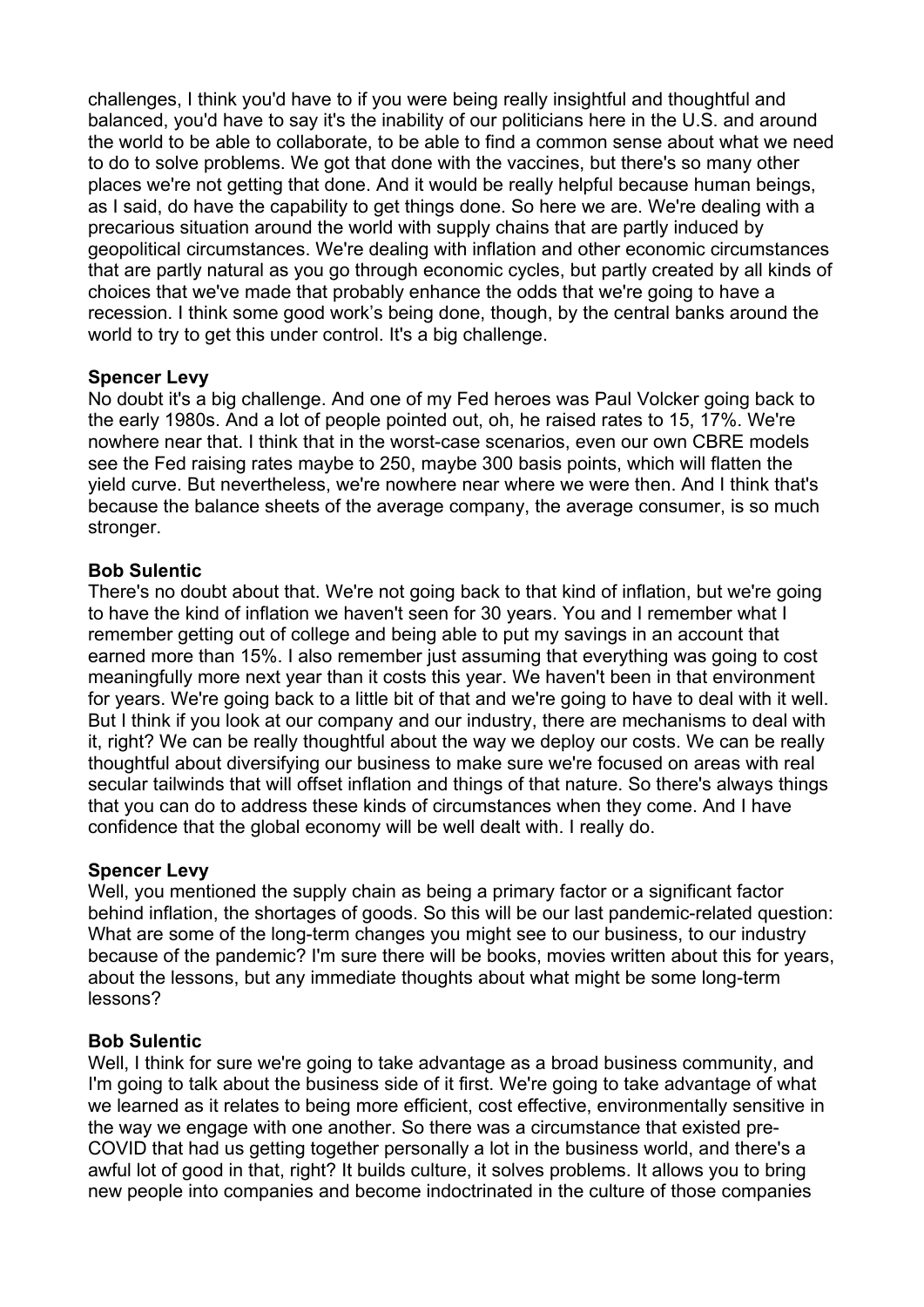challenges, I think you'd have to if you were being really insightful and thoughtful and balanced, you'd have to say it's the inability of our politicians here in the U.S. and around the world to be able to collaborate, to be able to find a common sense about what we need to do to solve problems. We got that done with the vaccines, but there's so many other places we're not getting that done. And it would be really helpful because human beings, as I said, do have the capability to get things done. So here we are. We're dealing with a precarious situation around the world with supply chains that are partly induced by geopolitical circumstances. We're dealing with inflation and other economic circumstances that are partly natural as you go through economic cycles, but partly created by all kinds of choices that we've made that probably enhance the odds that we're going to have a recession. I think some good work's being done, though, by the central banks around the world to try to get this under control. It's a big challenge.

**Spencer Levy**
No doubt it's a big challenge. And one of my Fed heroes was Paul Volcker going back to the early 1980s. And a lot of people pointed out, oh, he raised rates to 15, 17%. We're nowhere near that. I think that in the worst-case scenarios, even our own CBRE models see the Fed raising rates maybe to 250, maybe 300 basis points, which will flatten the yield curve. But nevertheless, we're nowhere near where we were then. And I think that's because the balance sheets of the average company, the average consumer, is so much stronger.

**Bob Sulentic**
There's no doubt about that. We're not going back to that kind of inflation, but we're going to have the kind of inflation we haven't seen for 30 years. You and I remember what I remember getting out of college and being able to put my savings in an account that earned more than 15%. I also remember just assuming that everything was going to cost meaningfully more next year than it costs this year. We haven't been in that environment for years. We're going back to a little bit of that and we're going to have to deal with it well. But I think if you look at our company and our industry, there are mechanisms to deal with it, right? We can be really thoughtful about the way we deploy our costs. We can be really thoughtful about diversifying our business to make sure we're focused on areas with real secular tailwinds that will offset inflation and things of that nature. So there's always things that you can do to address these kinds of circumstances when they come. And I have confidence that the global economy will be well dealt with. I really do.

**Spencer Levy**
Well, you mentioned the supply chain as being a primary factor or a significant factor behind inflation, the shortages of goods. So this will be our last pandemic-related question: What are some of the long-term changes you might see to our business, to our industry because of the pandemic? I'm sure there will be books, movies written about this for years, about the lessons, but any immediate thoughts about what might be some long-term lessons?

**Bob Sulentic**
Well, I think for sure we're going to take advantage as a broad business community, and I'm going to talk about the business side of it first. We're going to take advantage of what we learned as it relates to being more efficient, cost effective, environmentally sensitive in the way we engage with one another. So there was a circumstance that existed pre-COVID that had us getting together personally a lot in the business world, and there's a awful lot of good in that, right? It builds culture, it solves problems. It allows you to bring new people into companies and become indoctrinated in the culture of those companies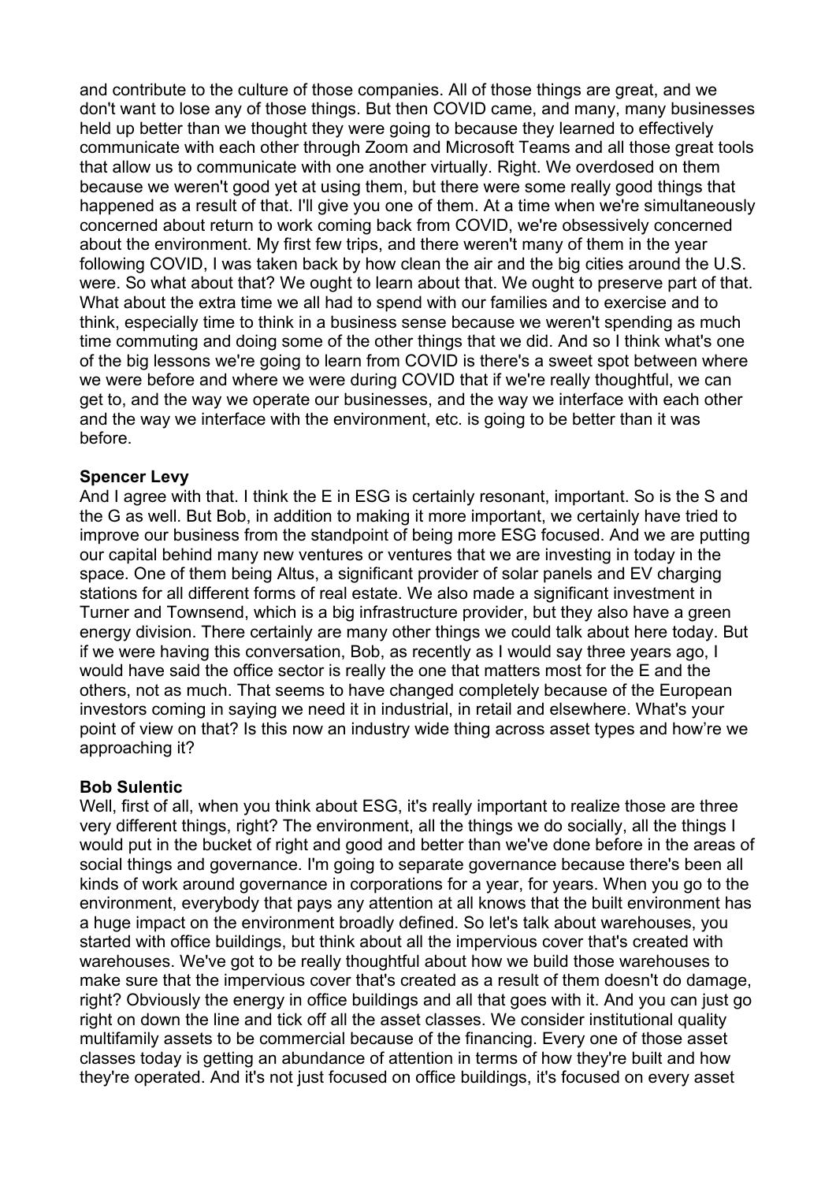and contribute to the culture of those companies. All of those things are great, and we don't want to lose any of those things. But then COVID came, and many, many businesses held up better than we thought they were going to because they learned to effectively communicate with each other through Zoom and Microsoft Teams and all those great tools that allow us to communicate with one another virtually. Right. We overdosed on them because we weren't good yet at using them, but there were some really good things that happened as a result of that. I'll give you one of them. At a time when we're simultaneously concerned about return to work coming back from COVID, we're obsessively concerned about the environment. My first few trips, and there weren't many of them in the year following COVID, I was taken back by how clean the air and the big cities around the U.S. were. So what about that? We ought to learn about that. We ought to preserve part of that. What about the extra time we all had to spend with our families and to exercise and to think, especially time to think in a business sense because we weren't spending as much time commuting and doing some of the other things that we did. And so I think what's one of the big lessons we're going to learn from COVID is there's a sweet spot between where we were before and where we were during COVID that if we're really thoughtful, we can get to, and the way we operate our businesses, and the way we interface with each other and the way we interface with the environment, etc. is going to be better than it was before.

**Spencer Levy**

And I agree with that. I think the E in ESG is certainly resonant, important. So is the S and the G as well. But Bob, in addition to making it more important, we certainly have tried to improve our business from the standpoint of being more ESG focused. And we are putting our capital behind many new ventures or ventures that we are investing in today in the space. One of them being Altus, a significant provider of solar panels and EV charging stations for all different forms of real estate. We also made a significant investment in Turner and Townsend, which is a big infrastructure provider, but they also have a green energy division. There certainly are many other things we could talk about here today. But if we were having this conversation, Bob, as recently as I would say three years ago, I would have said the office sector is really the one that matters most for the E and the others, not as much. That seems to have changed completely because of the European investors coming in saying we need it in industrial, in retail and elsewhere. What's your point of view on that? Is this now an industry wide thing across asset types and how're we approaching it?

**Bob Sulentic**

Well, first of all, when you think about ESG, it's really important to realize those are three very different things, right? The environment, all the things we do socially, all the things I would put in the bucket of right and good and better than we've done before in the areas of social things and governance. I'm going to separate governance because there's been all kinds of work around governance in corporations for a year, for years. When you go to the environment, everybody that pays any attention at all knows that the built environment has a huge impact on the environment broadly defined. So let's talk about warehouses, you started with office buildings, but think about all the impervious cover that's created with warehouses. We've got to be really thoughtful about how we build those warehouses to make sure that the impervious cover that's created as a result of them doesn't do damage, right? Obviously the energy in office buildings and all that goes with it. And you can just go right on down the line and tick off all the asset classes. We consider institutional quality multifamily assets to be commercial because of the financing. Every one of those asset classes today is getting an abundance of attention in terms of how they're built and how they're operated. And it's not just focused on office buildings, it's focused on every asset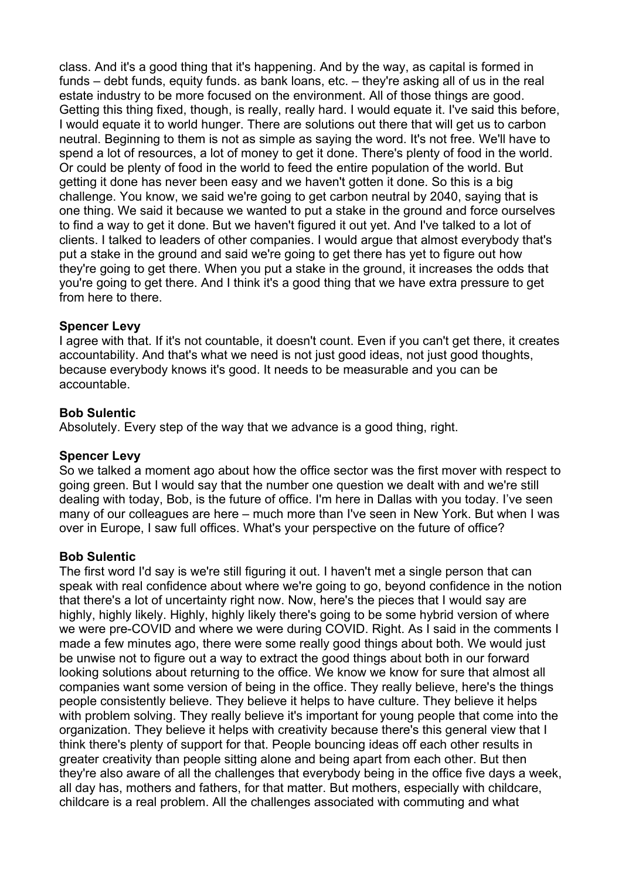class. And it's a good thing that it's happening. And by the way, as capital is formed in funds – debt funds, equity funds. as bank loans, etc. – they're asking all of us in the real estate industry to be more focused on the environment. All of those things are good. Getting this thing fixed, though, is really, really hard. I would equate it. I've said this before, I would equate it to world hunger. There are solutions out there that will get us to carbon neutral. Beginning to them is not as simple as saying the word. It's not free. We'll have to spend a lot of resources, a lot of money to get it done. There's plenty of food in the world. Or could be plenty of food in the world to feed the entire population of the world. But getting it done has never been easy and we haven't gotten it done. So this is a big challenge. You know, we said we're going to get carbon neutral by 2040, saying that is one thing. We said it because we wanted to put a stake in the ground and force ourselves to find a way to get it done. But we haven't figured it out yet. And I've talked to a lot of clients. I talked to leaders of other companies. I would argue that almost everybody that's put a stake in the ground and said we're going to get there has yet to figure out how they're going to get there. When you put a stake in the ground, it increases the odds that you're going to get there. And I think it's a good thing that we have extra pressure to get from here to there.

**Spencer Levy**
I agree with that. If it's not countable, it doesn't count. Even if you can't get there, it creates accountability. And that's what we need is not just good ideas, not just good thoughts, because everybody knows it's good. It needs to be measurable and you can be accountable.

**Bob Sulentic**
Absolutely. Every step of the way that we advance is a good thing, right.

**Spencer Levy**
So we talked a moment ago about how the office sector was the first mover with respect to going green. But I would say that the number one question we dealt with and we're still dealing with today, Bob, is the future of office. I'm here in Dallas with you today. I've seen many of our colleagues are here – much more than I've seen in New York. But when I was over in Europe, I saw full offices. What's your perspective on the future of office?

**Bob Sulentic**
The first word I'd say is we're still figuring it out. I haven't met a single person that can speak with real confidence about where we're going to go, beyond confidence in the notion that there's a lot of uncertainty right now. Now, here's the pieces that I would say are highly, highly likely. Highly, highly likely there's going to be some hybrid version of where we were pre-COVID and where we were during COVID. Right. As I said in the comments I made a few minutes ago, there were some really good things about both. We would just be unwise not to figure out a way to extract the good things about both in our forward looking solutions about returning to the office. We know we know for sure that almost all companies want some version of being in the office. They really believe, here's the things people consistently believe. They believe it helps to have culture. They believe it helps with problem solving. They really believe it's important for young people that come into the organization. They believe it helps with creativity because there's this general view that I think there's plenty of support for that. People bouncing ideas off each other results in greater creativity than people sitting alone and being apart from each other. But then they're also aware of all the challenges that everybody being in the office five days a week, all day has, mothers and fathers, for that matter. But mothers, especially with childcare, childcare is a real problem. All the challenges associated with commuting and what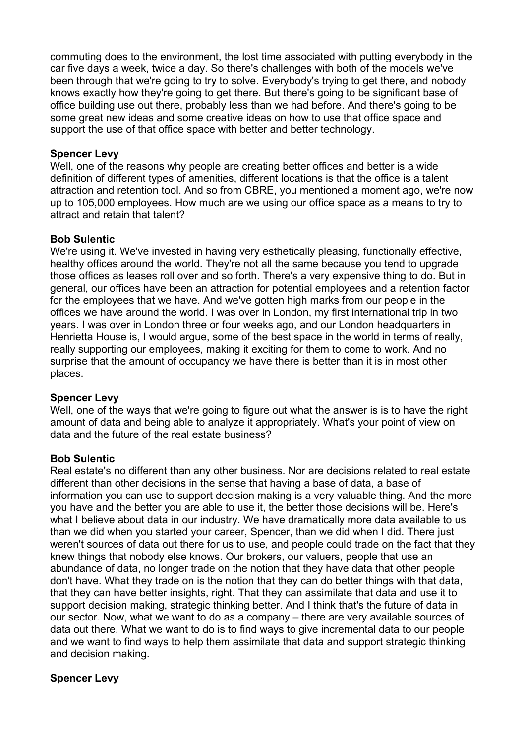commuting does to the environment, the lost time associated with putting everybody in the car five days a week, twice a day. So there's challenges with both of the models we've been through that we're going to try to solve. Everybody's trying to get there, and nobody knows exactly how they're going to get there. But there's going to be significant base of office building use out there, probably less than we had before. And there's going to be some great new ideas and some creative ideas on how to use that office space and support the use of that office space with better and better technology.

**Spencer Levy**
Well, one of the reasons why people are creating better offices and better is a wide definition of different types of amenities, different locations is that the office is a talent attraction and retention tool. And so from CBRE, you mentioned a moment ago, we're now up to 105,000 employees. How much are we using our office space as a means to try to attract and retain that talent?

**Bob Sulentic**
We're using it. We've invested in having very esthetically pleasing, functionally effective, healthy offices around the world. They're not all the same because you tend to upgrade those offices as leases roll over and so forth. There's a very expensive thing to do. But in general, our offices have been an attraction for potential employees and a retention factor for the employees that we have. And we've gotten high marks from our people in the offices we have around the world. I was over in London, my first international trip in two years. I was over in London three or four weeks ago, and our London headquarters in Henrietta House is, I would argue, some of the best space in the world in terms of really, really supporting our employees, making it exciting for them to come to work. And no surprise that the amount of occupancy we have there is better than it is in most other places.

**Spencer Levy**
Well, one of the ways that we're going to figure out what the answer is is to have the right amount of data and being able to analyze it appropriately. What's your point of view on data and the future of the real estate business?

**Bob Sulentic**
Real estate's no different than any other business. Nor are decisions related to real estate different than other decisions in the sense that having a base of data, a base of information you can use to support decision making is a very valuable thing. And the more you have and the better you are able to use it, the better those decisions will be. Here's what I believe about data in our industry. We have dramatically more data available to us than we did when you started your career, Spencer, than we did when I did. There just weren't sources of data out there for us to use, and people could trade on the fact that they knew things that nobody else knows. Our brokers, our valuers, people that use an abundance of data, no longer trade on the notion that they have data that other people don't have. What they trade on is the notion that they can do better things with that data, that they can have better insights, right. That they can assimilate that data and use it to support decision making, strategic thinking better. And I think that's the future of data in our sector. Now, what we want to do as a company – there are very available sources of data out there. What we want to do is to find ways to give incremental data to our people and we want to find ways to help them assimilate that data and support strategic thinking and decision making.

**Spencer Levy**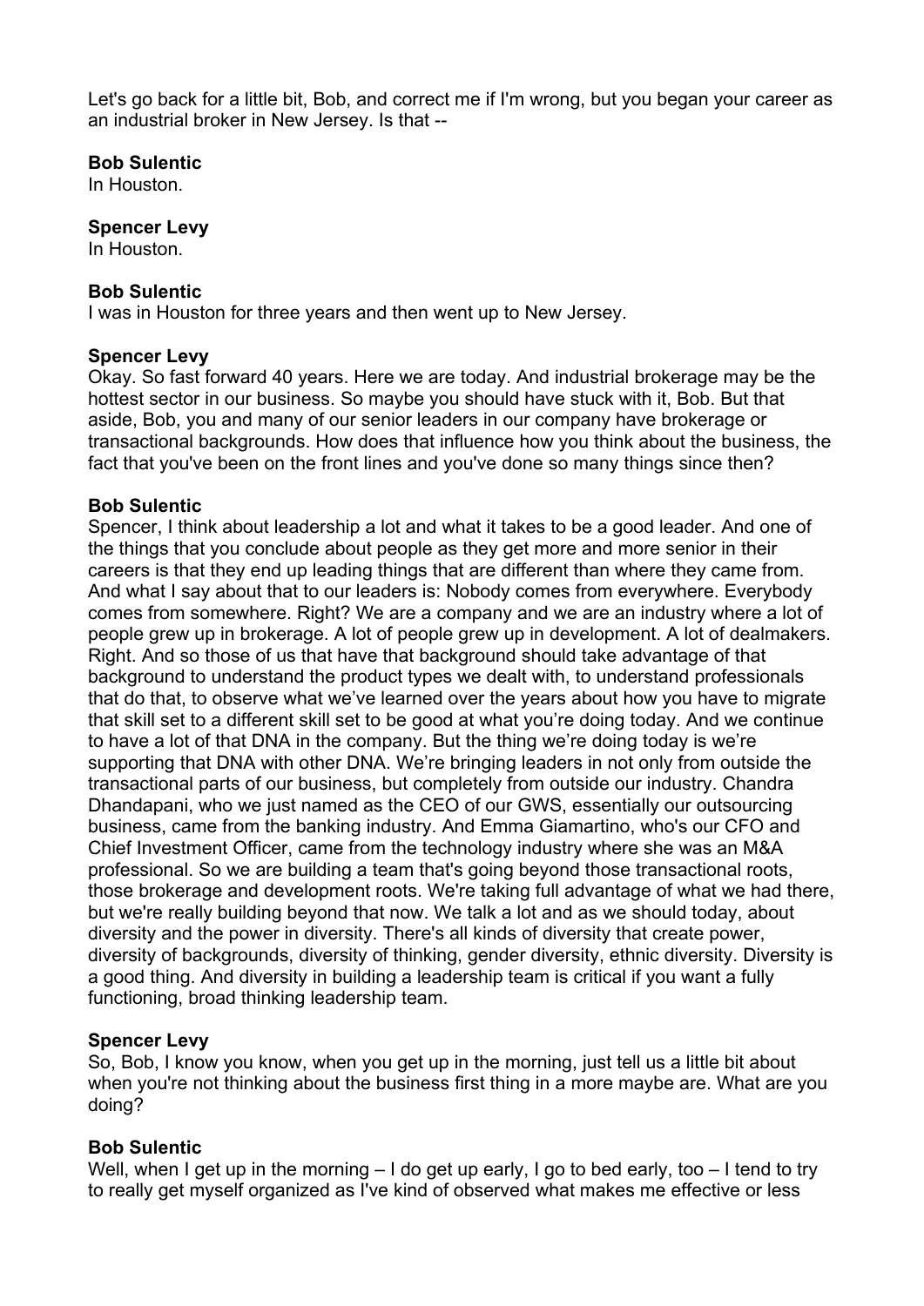Let's go back for a little bit, Bob, and correct me if I'm wrong, but you began your career as an industrial broker in New Jersey. Is that --

**Bob Sulentic**
In Houston.

**Spencer Levy**
In Houston.

**Bob Sulentic**
I was in Houston for three years and then went up to New Jersey.

**Spencer Levy**
Okay. So fast forward 40 years. Here we are today. And industrial brokerage may be the hottest sector in our business. So maybe you should have stuck with it, Bob. But that aside, Bob, you and many of our senior leaders in our company have brokerage or transactional backgrounds. How does that influence how you think about the business, the fact that you've been on the front lines and you've done so many things since then?

**Bob Sulentic**
Spencer, I think about leadership a lot and what it takes to be a good leader. And one of the things that you conclude about people as they get more and more senior in their careers is that they end up leading things that are different than where they came from. And what I say about that to our leaders is: Nobody comes from everywhere. Everybody comes from somewhere. Right? We are a company and we are an industry where a lot of people grew up in brokerage. A lot of people grew up in development. A lot of dealmakers. Right. And so those of us that have that background should take advantage of that background to understand the product types we dealt with, to understand professionals that do that, to observe what we've learned over the years about how you have to migrate that skill set to a different skill set to be good at what you're doing today. And we continue to have a lot of that DNA in the company. But the thing we're doing today is we're supporting that DNA with other DNA. We're bringing leaders in not only from outside the transactional parts of our business, but completely from outside our industry. Chandra Dhandapani, who we just named as the CEO of our GWS, essentially our outsourcing business, came from the banking industry. And Emma Giamartino, who's our CFO and Chief Investment Officer, came from the technology industry where she was an M&A professional. So we are building a team that's going beyond those transactional roots, those brokerage and development roots. We're taking full advantage of what we had there, but we're really building beyond that now. We talk a lot and as we should today, about diversity and the power in diversity. There's all kinds of diversity that create power, diversity of backgrounds, diversity of thinking, gender diversity, ethnic diversity. Diversity is a good thing. And diversity in building a leadership team is critical if you want a fully functioning, broad thinking leadership team.

**Spencer Levy**
So, Bob, I know you know, when you get up in the morning, just tell us a little bit about when you're not thinking about the business first thing in a more maybe are. What are you doing?

**Bob Sulentic**
Well, when I get up in the morning – I do get up early, I go to bed early, too – I tend to try to really get myself organized as I've kind of observed what makes me effective or less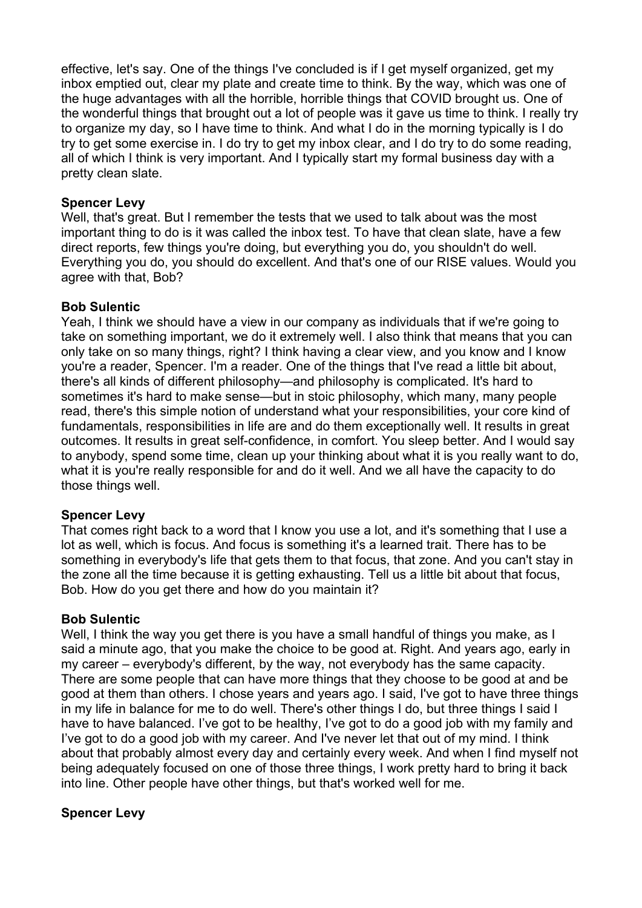effective, let's say. One of the things I've concluded is if I get myself organized, get my inbox emptied out, clear my plate and create time to think. By the way, which was one of the huge advantages with all the horrible, horrible things that COVID brought us. One of the wonderful things that brought out a lot of people was it gave us time to think. I really try to organize my day, so I have time to think. And what I do in the morning typically is I do try to get some exercise in. I do try to get my inbox clear, and I do try to do some reading, all of which I think is very important. And I typically start my formal business day with a pretty clean slate.

**Spencer Levy**
Well, that's great. But I remember the tests that we used to talk about was the most important thing to do is it was called the inbox test. To have that clean slate, have a few direct reports, few things you're doing, but everything you do, you shouldn't do well. Everything you do, you should do excellent. And that's one of our RISE values. Would you agree with that, Bob?

**Bob Sulentic**
Yeah, I think we should have a view in our company as individuals that if we're going to take on something important, we do it extremely well. I also think that means that you can only take on so many things, right? I think having a clear view, and you know and I know you're a reader, Spencer. I'm a reader. One of the things that I've read a little bit about, there's all kinds of different philosophy—and philosophy is complicated. It's hard to sometimes it's hard to make sense—but in stoic philosophy, which many, many people read, there's this simple notion of understand what your responsibilities, your core kind of fundamentals, responsibilities in life are and do them exceptionally well. It results in great outcomes. It results in great self-confidence, in comfort. You sleep better. And I would say to anybody, spend some time, clean up your thinking about what it is you really want to do, what it is you're really responsible for and do it well. And we all have the capacity to do those things well.

**Spencer Levy**
That comes right back to a word that I know you use a lot, and it's something that I use a lot as well, which is focus. And focus is something it's a learned trait. There has to be something in everybody's life that gets them to that focus, that zone. And you can't stay in the zone all the time because it is getting exhausting. Tell us a little bit about that focus, Bob. How do you get there and how do you maintain it?

**Bob Sulentic**
Well, I think the way you get there is you have a small handful of things you make, as I said a minute ago, that you make the choice to be good at. Right. And years ago, early in my career – everybody's different, by the way, not everybody has the same capacity. There are some people that can have more things that they choose to be good at and be good at them than others. I chose years and years ago. I said, I've got to have three things in my life in balance for me to do well. There's other things I do, but three things I said I have to have balanced. I've got to be healthy, I've got to do a good job with my family and I've got to do a good job with my career. And I've never let that out of my mind. I think about that probably almost every day and certainly every week. And when I find myself not being adequately focused on one of those three things, I work pretty hard to bring it back into line. Other people have other things, but that's worked well for me.

**Spencer Levy**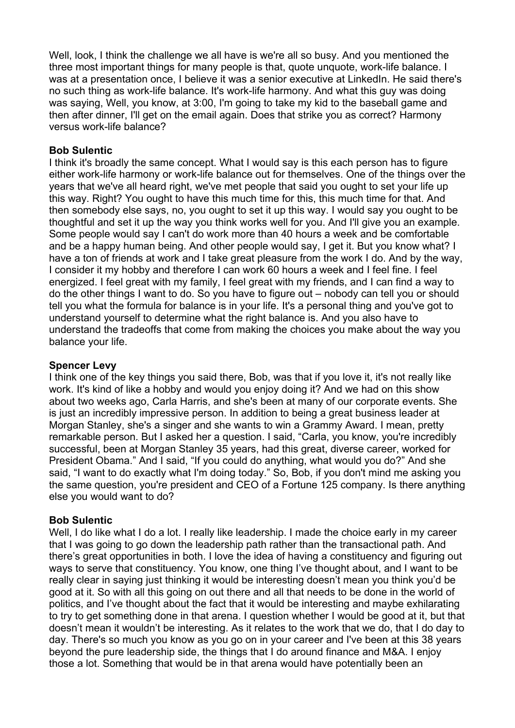Well, look, I think the challenge we all have is we're all so busy. And you mentioned the three most important things for many people is that, quote unquote, work-life balance. I was at a presentation once, I believe it was a senior executive at LinkedIn. He said there's no such thing as work-life balance. It's work-life harmony. And what this guy was doing was saying, Well, you know, at 3:00, I'm going to take my kid to the baseball game and then after dinner, I'll get on the email again. Does that strike you as correct? Harmony versus work-life balance?

**Bob Sulentic**
I think it's broadly the same concept. What I would say is this each person has to figure either work-life harmony or work-life balance out for themselves. One of the things over the years that we've all heard right, we've met people that said you ought to set your life up this way. Right? You ought to have this much time for this, this much time for that. And then somebody else says, no, you ought to set it up this way. I would say you ought to be thoughtful and set it up the way you think works well for you. And I'll give you an example. Some people would say I can't do work more than 40 hours a week and be comfortable and be a happy human being. And other people would say, I get it. But you know what? I have a ton of friends at work and I take great pleasure from the work I do. And by the way, I consider it my hobby and therefore I can work 60 hours a week and I feel fine. I feel energized. I feel great with my family, I feel great with my friends, and I can find a way to do the other things I want to do. So you have to figure out – nobody can tell you or should tell you what the formula for balance is in your life. It's a personal thing and you've got to understand yourself to determine what the right balance is. And you also have to understand the tradeoffs that come from making the choices you make about the way you balance your life.

**Spencer Levy**
I think one of the key things you said there, Bob, was that if you love it, it's not really like work. It's kind of like a hobby and would you enjoy doing it? And we had on this show about two weeks ago, Carla Harris, and she's been at many of our corporate events. She is just an incredibly impressive person. In addition to being a great business leader at Morgan Stanley, she's a singer and she wants to win a Grammy Award. I mean, pretty remarkable person. But I asked her a question. I said, "Carla, you know, you're incredibly successful, been at Morgan Stanley 35 years, had this great, diverse career, worked for President Obama." And I said, "If you could do anything, what would you do?" And she said, "I want to do exactly what I'm doing today." So, Bob, if you don't mind me asking you the same question, you're president and CEO of a Fortune 125 company. Is there anything else you would want to do?

**Bob Sulentic**
Well, I do like what I do a lot. I really like leadership. I made the choice early in my career that I was going to go down the leadership path rather than the transactional path. And there's great opportunities in both. I love the idea of having a constituency and figuring out ways to serve that constituency. You know, one thing I've thought about, and I want to be really clear in saying just thinking it would be interesting doesn't mean you think you'd be good at it. So with all this going on out there and all that needs to be done in the world of politics, and I've thought about the fact that it would be interesting and maybe exhilarating to try to get something done in that arena. I question whether I would be good at it, but that doesn't mean it wouldn't be interesting. As it relates to the work that we do, that I do day to day. There's so much you know as you go on in your career and I've been at this 38 years beyond the pure leadership side, the things that I do around finance and M&A. I enjoy those a lot. Something that would be in that arena would have potentially been an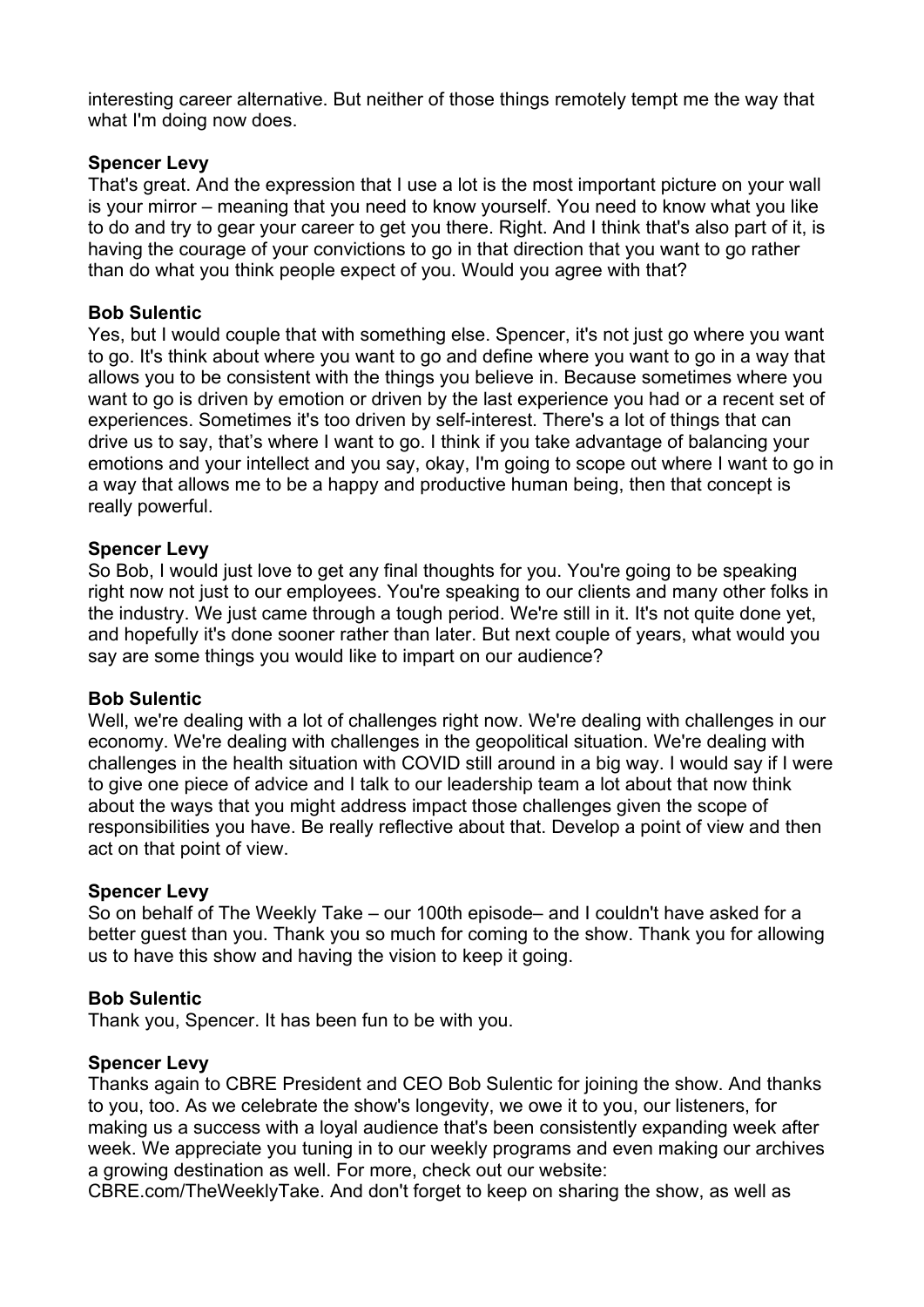interesting career alternative. But neither of those things remotely tempt me the way that what I'm doing now does.

**Spencer Levy**
That's great. And the expression that I use a lot is the most important picture on your wall is your mirror – meaning that you need to know yourself. You need to know what you like to do and try to gear your career to get you there. Right. And I think that's also part of it, is having the courage of your convictions to go in that direction that you want to go rather than do what you think people expect of you. Would you agree with that?

**Bob Sulentic**
Yes, but I would couple that with something else. Spencer, it's not just go where you want to go. It's think about where you want to go and define where you want to go in a way that allows you to be consistent with the things you believe in. Because sometimes where you want to go is driven by emotion or driven by the last experience you had or a recent set of experiences. Sometimes it's too driven by self-interest. There's a lot of things that can drive us to say, that's where I want to go. I think if you take advantage of balancing your emotions and your intellect and you say, okay, I'm going to scope out where I want to go in a way that allows me to be a happy and productive human being, then that concept is really powerful.

**Spencer Levy**
So Bob, I would just love to get any final thoughts for you. You're going to be speaking right now not just to our employees. You're speaking to our clients and many other folks in the industry. We just came through a tough period. We're still in it. It's not quite done yet, and hopefully it's done sooner rather than later. But next couple of years, what would you say are some things you would like to impart on our audience?

**Bob Sulentic**
Well, we're dealing with a lot of challenges right now. We're dealing with challenges in our economy. We're dealing with challenges in the geopolitical situation. We're dealing with challenges in the health situation with COVID still around in a big way. I would say if I were to give one piece of advice and I talk to our leadership team a lot about that now think about the ways that you might address impact those challenges given the scope of responsibilities you have. Be really reflective about that. Develop a point of view and then act on that point of view.

**Spencer Levy**
So on behalf of The Weekly Take – our 100th episode– and I couldn't have asked for a better guest than you. Thank you so much for coming to the show. Thank you for allowing us to have this show and having the vision to keep it going.

**Bob Sulentic**
Thank you, Spencer. It has been fun to be with you.

**Spencer Levy**
Thanks again to CBRE President and CEO Bob Sulentic for joining the show. And thanks to you, too. As we celebrate the show's longevity, we owe it to you, our listeners, for making us a success with a loyal audience that's been consistently expanding week after week. We appreciate you tuning in to our weekly programs and even making our archives a growing destination as well. For more, check out our website: CBRE.com/TheWeeklyTake. And don't forget to keep on sharing the show, as well as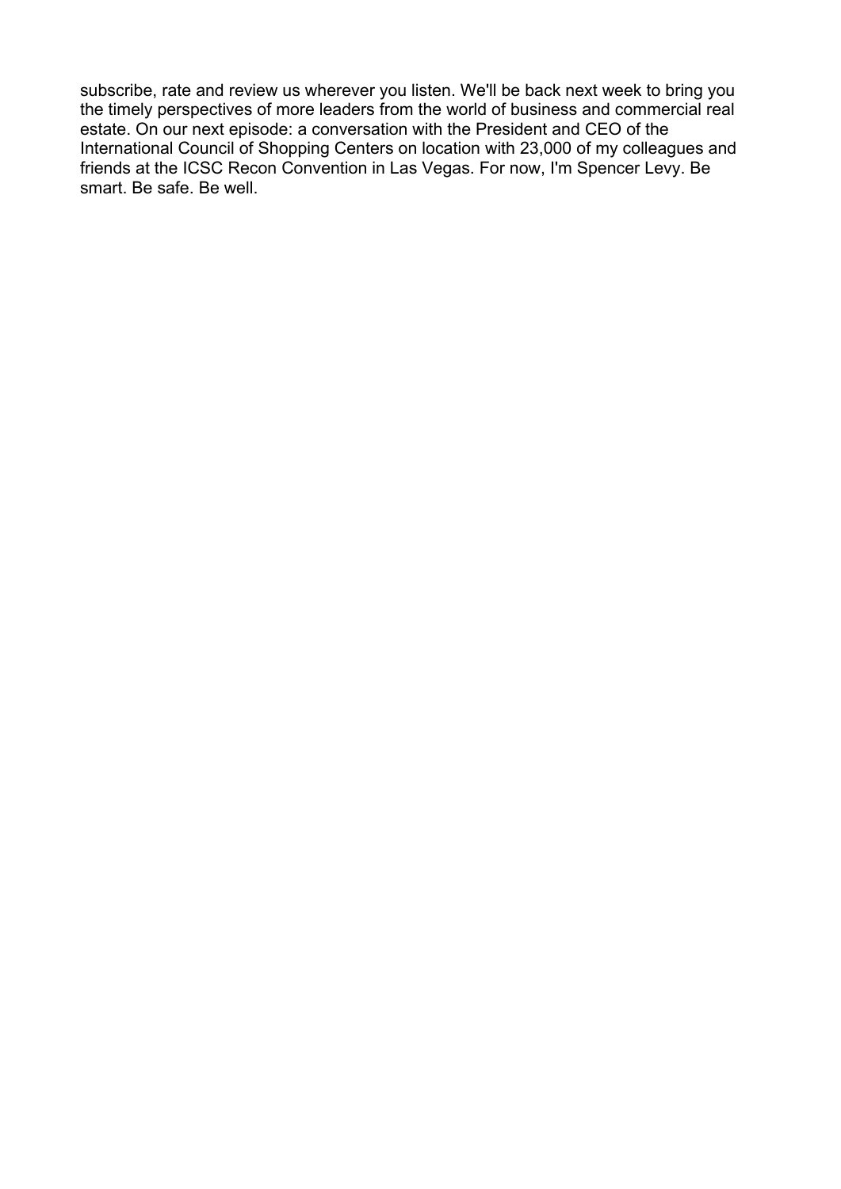subscribe, rate and review us wherever you listen. We'll be back next week to bring you the timely perspectives of more leaders from the world of business and commercial real estate. On our next episode: a conversation with the President and CEO of the International Council of Shopping Centers on location with 23,000 of my colleagues and friends at the ICSC Recon Convention in Las Vegas. For now, I'm Spencer Levy. Be smart. Be safe. Be well.